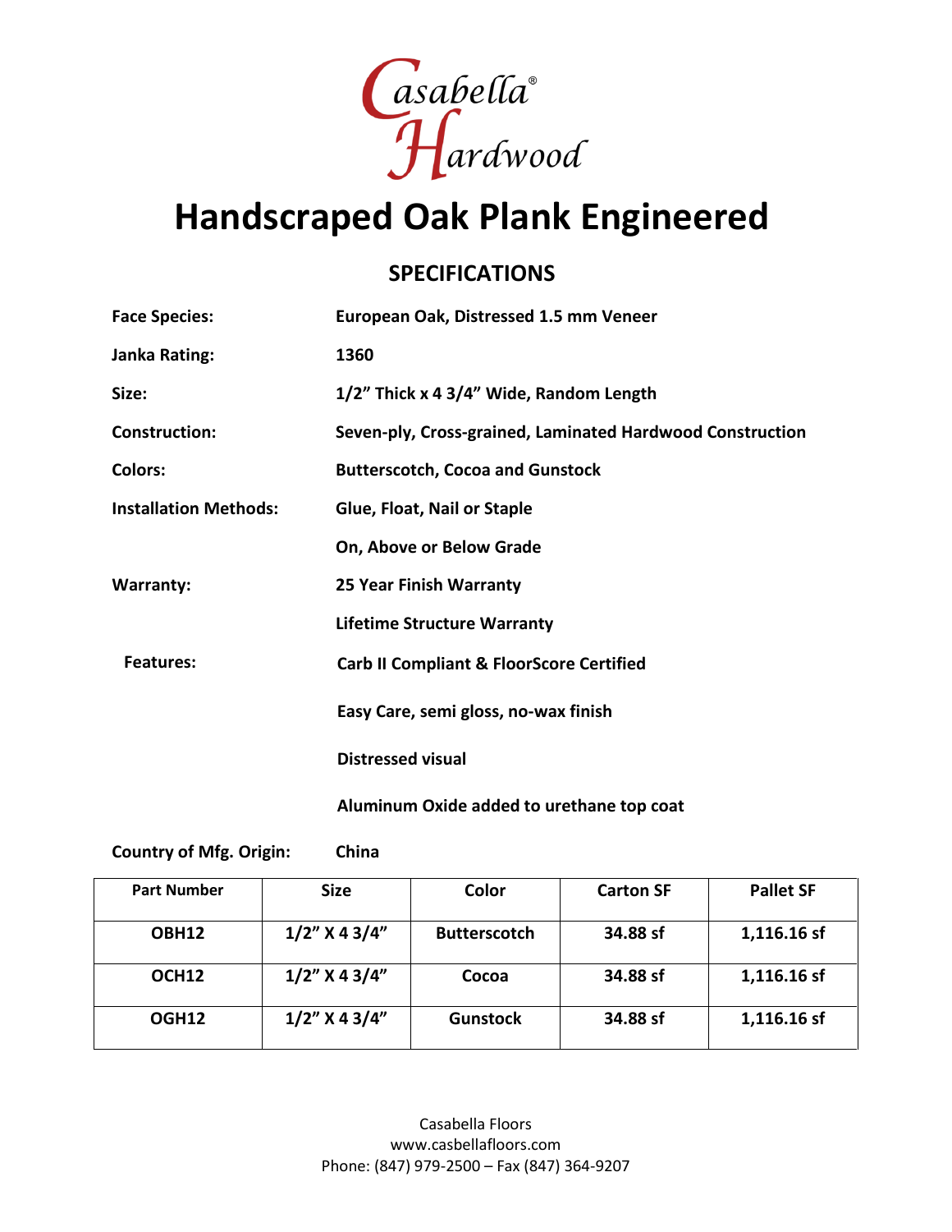Casabella® Hardwood

# Handscraped Oak Plank Engineered

## SPECIFICATIONS

**Face Species:** European Oak, Distressed 1.5 mm Veneer

**Janka Rating:** 1360

**Size:** 1/2" Thick x 4 3/4" Wide, Random Length

**Construction:** Seven-ply, Cross-grained, Laminated Hardwood Construction

**Colors:** Butterscotch, Cocoa and Gunstock

**Installation Methods:** Glue, Float, Nail or Staple

On, Above or Below Grade

**Warranty:** 25 Year Finish Warranty

Lifetime Structure Warranty

**Features:** Carb II Compliant & FloorScore Certified

Easy Care, semi gloss, no-wax finish

Distressed visual

Aluminum Oxide added to urethane top coat

**Country of Mfg. Origin:** China

| Part Number | Size | Color | Carton SF | Pallet SF |
|---|---|---|---|---|
| OBH12 | 1/2" X 4 3/4" | Butterscotch | 34.88 sf | 1,116.16 sf |
| OCH12 | 1/2" X 4 3/4" | Cocoa | 34.88 sf | 1,116.16 sf |
| OGH12 | 1/2" X 4 3/4" | Gunstock | 34.88 sf | 1,116.16 sf |

Casabella Floors
www.casbellafloors.com
Phone: (847) 979-2500 – Fax (847) 364-9207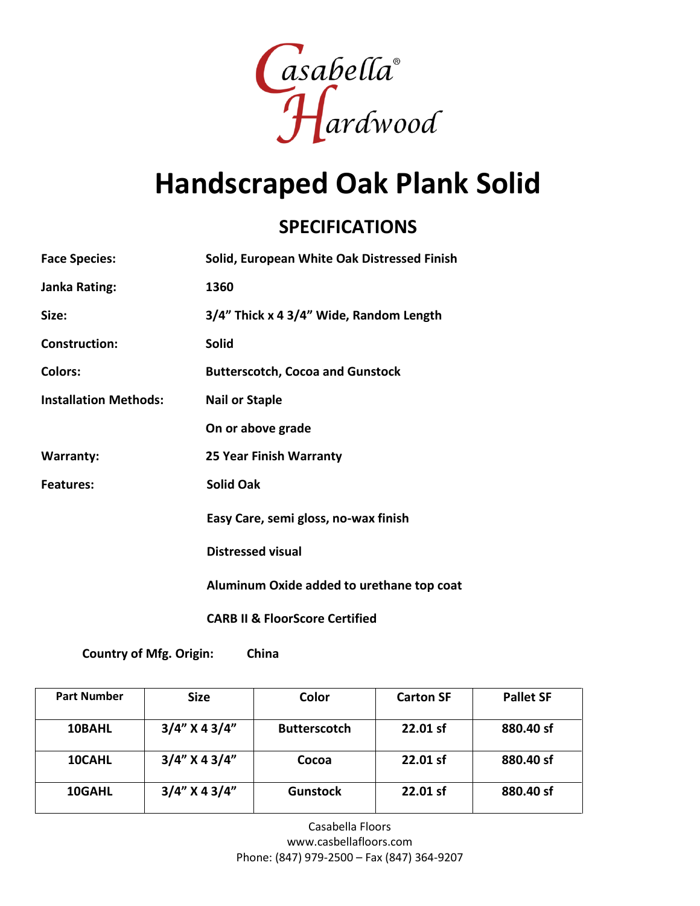Casabella® Hardwood

# Handscraped Oak Plank Solid

## SPECIFICATIONS

**Face Species:** Solid, European White Oak Distressed Finish

**Janka Rating:** 1360

**Size:** 3/4" Thick x 4 3/4" Wide, Random Length

**Construction:** Solid

**Colors:** Butterscotch, Cocoa and Gunstock

**Installation Methods:** Nail or Staple

On or above grade

**Warranty:** 25 Year Finish Warranty

**Features:** Solid Oak

Easy Care, semi gloss, no-wax finish

Distressed visual

Aluminum Oxide added to urethane top coat

CARB II & FloorScore Certified

**Country of Mfg. Origin:** China

| Part Number | Size | Color | Carton SF | Pallet SF |
|---|---|---|---|---|
| 10BAHL | 3/4" X 4 3/4" | Butterscotch | 22.01 sf | 880.40 sf |
| 10CAHL | 3/4" X 4 3/4" | Cocoa | 22.01 sf | 880.40 sf |
| 10GAHL | 3/4" X 4 3/4" | Gunstock | 22.01 sf | 880.40 sf |

Casabella Floors
www.casbellafloors.com
Phone: (847) 979-2500 – Fax (847) 364-9207